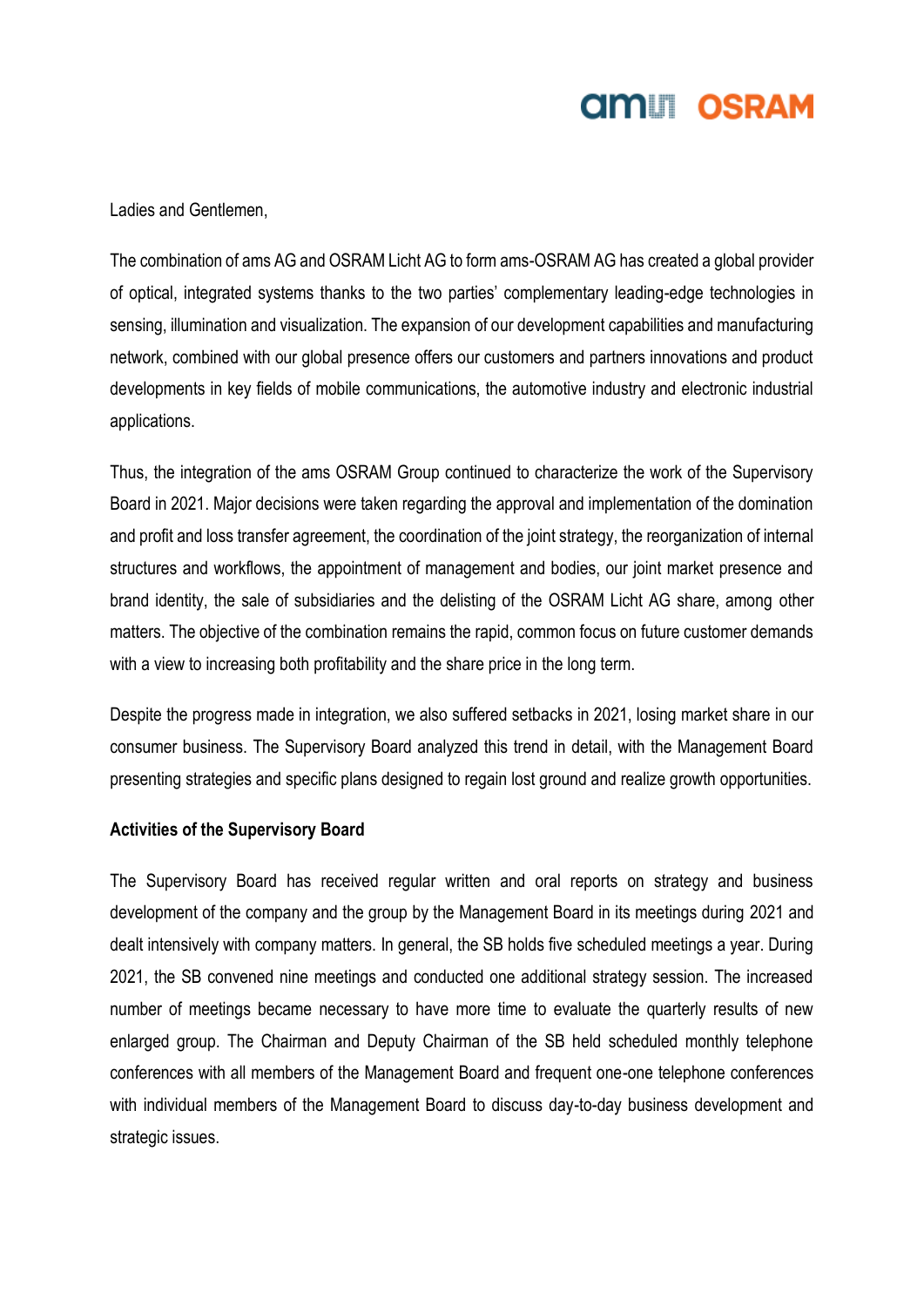Ladies and Gentlemen,

The combination of ams AG and OSRAM Licht AG to form ams-OSRAM AG has created a global provider of optical, integrated systems thanks to the two parties' complementary leading-edge technologies in sensing, illumination and visualization. The expansion of our development capabilities and manufacturing network, combined with our global presence offers our customers and partners innovations and product developments in key fields of mobile communications, the automotive industry and electronic industrial applications.

Thus, the integration of the ams OSRAM Group continued to characterize the work of the Supervisory Board in 2021. Major decisions were taken regarding the approval and implementation of the domination and profit and loss transfer agreement, the coordination of the joint strategy, the reorganization of internal structures and workflows, the appointment of management and bodies, our joint market presence and brand identity, the sale of subsidiaries and the delisting of the OSRAM Licht AG share, among other matters. The objective of the combination remains the rapid, common focus on future customer demands with a view to increasing both profitability and the share price in the long term.

Despite the progress made in integration, we also suffered setbacks in 2021, losing market share in our consumer business. The Supervisory Board analyzed this trend in detail, with the Management Board presenting strategies and specific plans designed to regain lost ground and realize growth opportunities.

**Activities of the Supervisory Board**

The Supervisory Board has received regular written and oral reports on strategy and business development of the company and the group by the Management Board in its meetings during 2021 and dealt intensively with company matters. In general, the SB holds five scheduled meetings a year. During 2021, the SB convened nine meetings and conducted one additional strategy session. The increased number of meetings became necessary to have more time to evaluate the quarterly results of new enlarged group. The Chairman and Deputy Chairman of the SB held scheduled monthly telephone conferences with all members of the Management Board and frequent one-one telephone conferences with individual members of the Management Board to discuss day-to-day business development and strategic issues.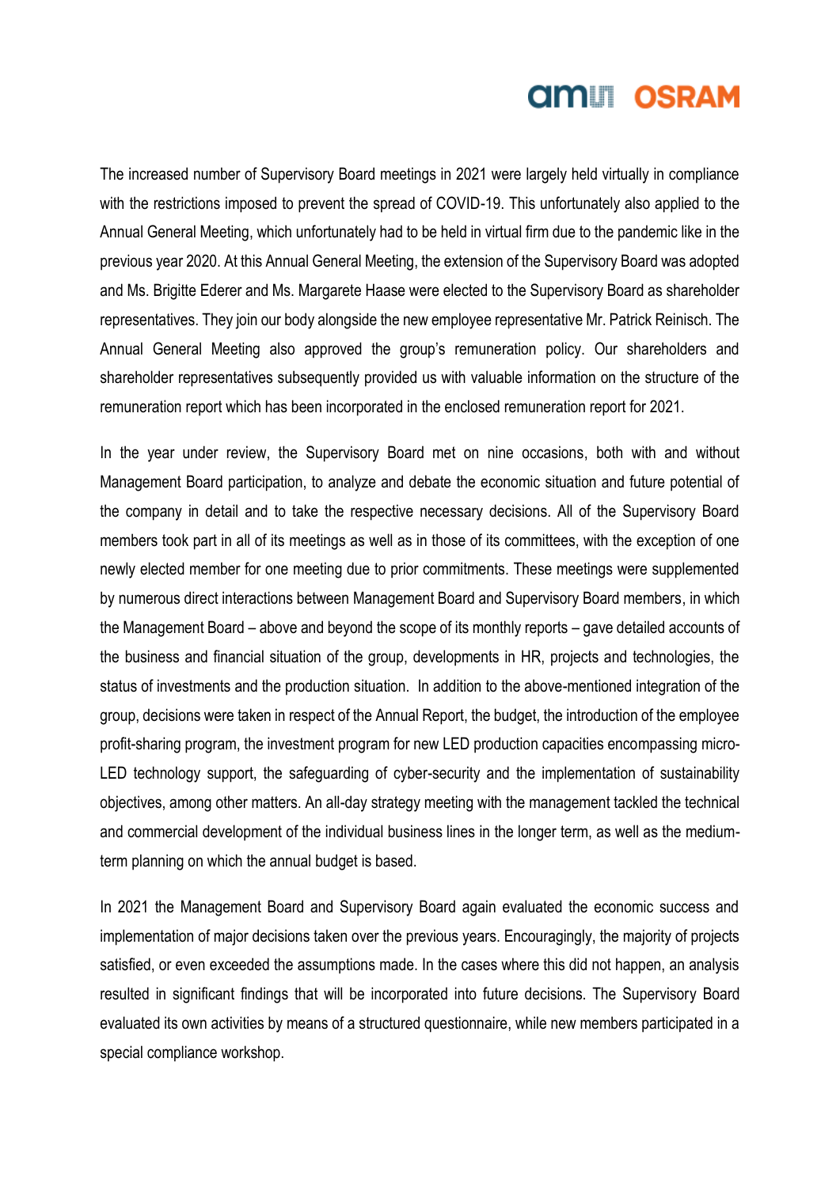The increased number of Supervisory Board meetings in 2021 were largely held virtually in compliance with the restrictions imposed to prevent the spread of COVID-19. This unfortunately also applied to the Annual General Meeting, which unfortunately had to be held in virtual firm due to the pandemic like in the previous year 2020. At this Annual General Meeting, the extension of the Supervisory Board was adopted and Ms. Brigitte Ederer and Ms. Margarete Haase were elected to the Supervisory Board as shareholder representatives. They join our body alongside the new employee representative Mr. Patrick Reinisch. The Annual General Meeting also approved the group's remuneration policy. Our shareholders and shareholder representatives subsequently provided us with valuable information on the structure of the remuneration report which has been incorporated in the enclosed remuneration report for 2021.

In the year under review, the Supervisory Board met on nine occasions, both with and without Management Board participation, to analyze and debate the economic situation and future potential of the company in detail and to take the respective necessary decisions. All of the Supervisory Board members took part in all of its meetings as well as in those of its committees, with the exception of one newly elected member for one meeting due to prior commitments. These meetings were supplemented by numerous direct interactions between Management Board and Supervisory Board members, in which the Management Board – above and beyond the scope of its monthly reports – gave detailed accounts of the business and financial situation of the group, developments in HR, projects and technologies, the status of investments and the production situation. In addition to the above-mentioned integration of the group, decisions were taken in respect of the Annual Report, the budget, the introduction of the employee profit-sharing program, the investment program for new LED production capacities encompassing micro-LED technology support, the safeguarding of cyber-security and the implementation of sustainability objectives, among other matters. An all-day strategy meeting with the management tackled the technical and commercial development of the individual business lines in the longer term, as well as the medium-term planning on which the annual budget is based.

In 2021 the Management Board and Supervisory Board again evaluated the economic success and implementation of major decisions taken over the previous years. Encouragingly, the majority of projects satisfied, or even exceeded the assumptions made. In the cases where this did not happen, an analysis resulted in significant findings that will be incorporated into future decisions. The Supervisory Board evaluated its own activities by means of a structured questionnaire, while new members participated in a special compliance workshop.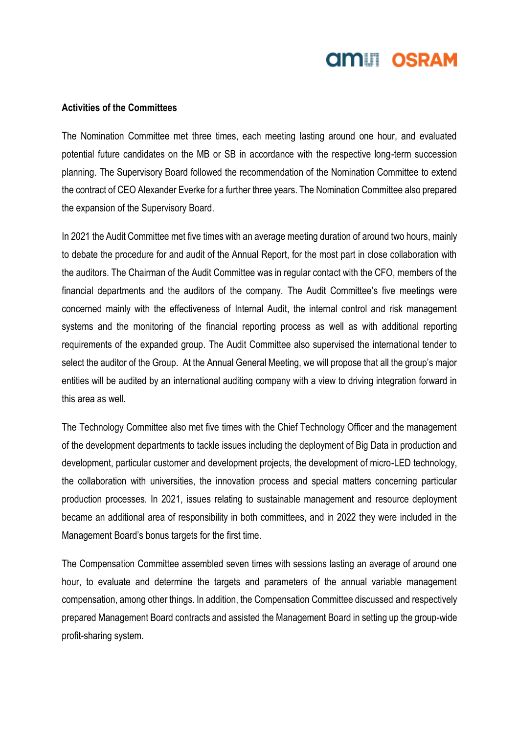**Activities of the Committees**

The Nomination Committee met three times, each meeting lasting around one hour, and evaluated potential future candidates on the MB or SB in accordance with the respective long-term succession planning. The Supervisory Board followed the recommendation of the Nomination Committee to extend the contract of CEO Alexander Everke for a further three years. The Nomination Committee also prepared the expansion of the Supervisory Board.

In 2021 the Audit Committee met five times with an average meeting duration of around two hours, mainly to debate the procedure for and audit of the Annual Report, for the most part in close collaboration with the auditors. The Chairman of the Audit Committee was in regular contact with the CFO, members of the financial departments and the auditors of the company. The Audit Committee's five meetings were concerned mainly with the effectiveness of Internal Audit, the internal control and risk management systems and the monitoring of the financial reporting process as well as with additional reporting requirements of the expanded group. The Audit Committee also supervised the international tender to select the auditor of the Group. At the Annual General Meeting, we will propose that all the group's major entities will be audited by an international auditing company with a view to driving integration forward in this area as well.

The Technology Committee also met five times with the Chief Technology Officer and the management of the development departments to tackle issues including the deployment of Big Data in production and development, particular customer and development projects, the development of micro-LED technology, the collaboration with universities, the innovation process and special matters concerning particular production processes. In 2021, issues relating to sustainable management and resource deployment became an additional area of responsibility in both committees, and in 2022 they were included in the Management Board's bonus targets for the first time.

The Compensation Committee assembled seven times with sessions lasting an average of around one hour, to evaluate and determine the targets and parameters of the annual variable management compensation, among other things. In addition, the Compensation Committee discussed and respectively prepared Management Board contracts and assisted the Management Board in setting up the group-wide profit-sharing system.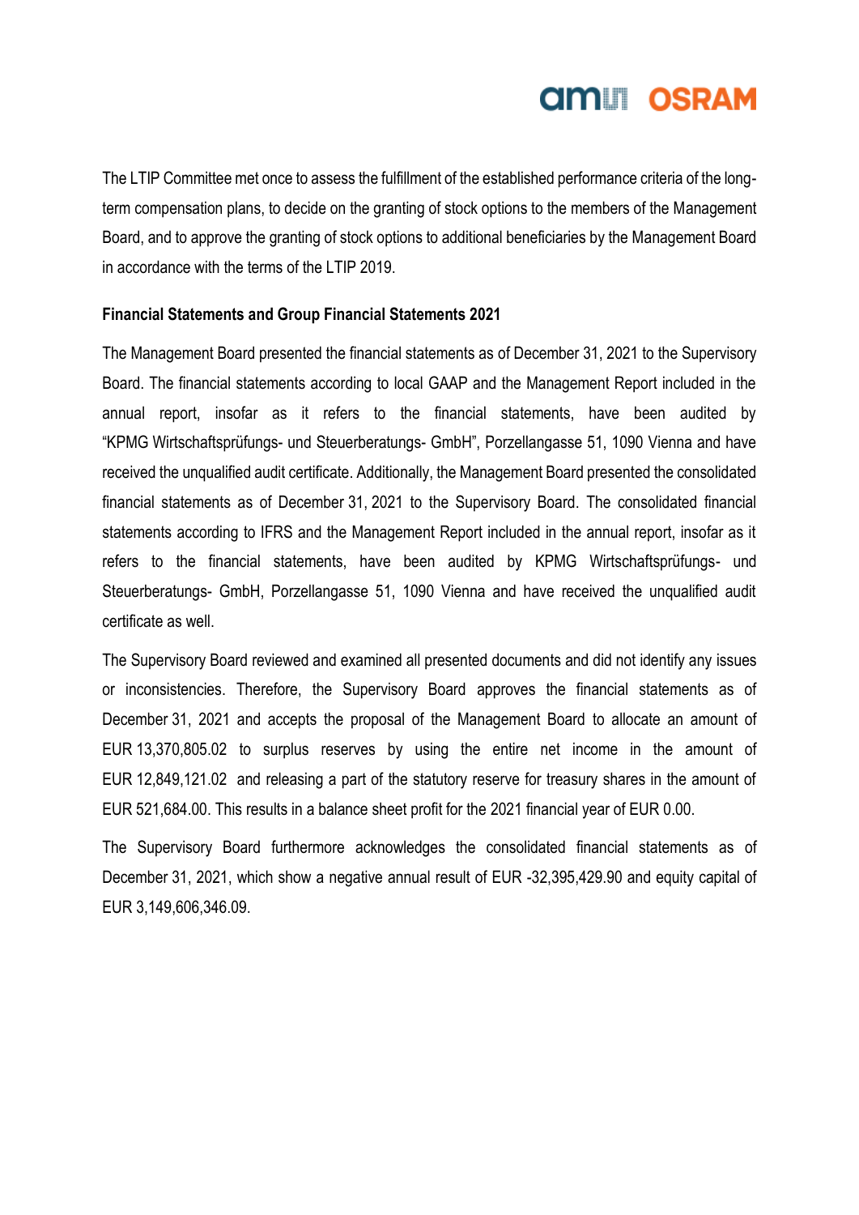The LTIP Committee met once to assess the fulfillment of the established performance criteria of the long-term compensation plans, to decide on the granting of stock options to the members of the Management Board, and to approve the granting of stock options to additional beneficiaries by the Management Board in accordance with the terms of the LTIP 2019.

**Financial Statements and Group Financial Statements 2021**

The Management Board presented the financial statements as of December 31, 2021 to the Supervisory Board. The financial statements according to local GAAP and the Management Report included in the annual report, insofar as it refers to the financial statements, have been audited by "KPMG Wirtschaftsprüfungs- und Steuerberatungs- GmbH", Porzellangasse 51, 1090 Vienna and have received the unqualified audit certificate. Additionally, the Management Board presented the consolidated financial statements as of December 31, 2021 to the Supervisory Board. The consolidated financial statements according to IFRS and the Management Report included in the annual report, insofar as it refers to the financial statements, have been audited by KPMG Wirtschaftsprüfungs- und Steuerberatungs- GmbH, Porzellangasse 51, 1090 Vienna and have received the unqualified audit certificate as well.

The Supervisory Board reviewed and examined all presented documents and did not identify any issues or inconsistencies. Therefore, the Supervisory Board approves the financial statements as of December 31, 2021 and accepts the proposal of the Management Board to allocate an amount of EUR 13,370,805.02 to surplus reserves by using the entire net income in the amount of EUR 12,849,121.02 and releasing a part of the statutory reserve for treasury shares in the amount of EUR 521,684.00. This results in a balance sheet profit for the 2021 financial year of EUR 0.00.

The Supervisory Board furthermore acknowledges the consolidated financial statements as of December 31, 2021, which show a negative annual result of EUR -32,395,429.90 and equity capital of EUR 3,149,606,346.09.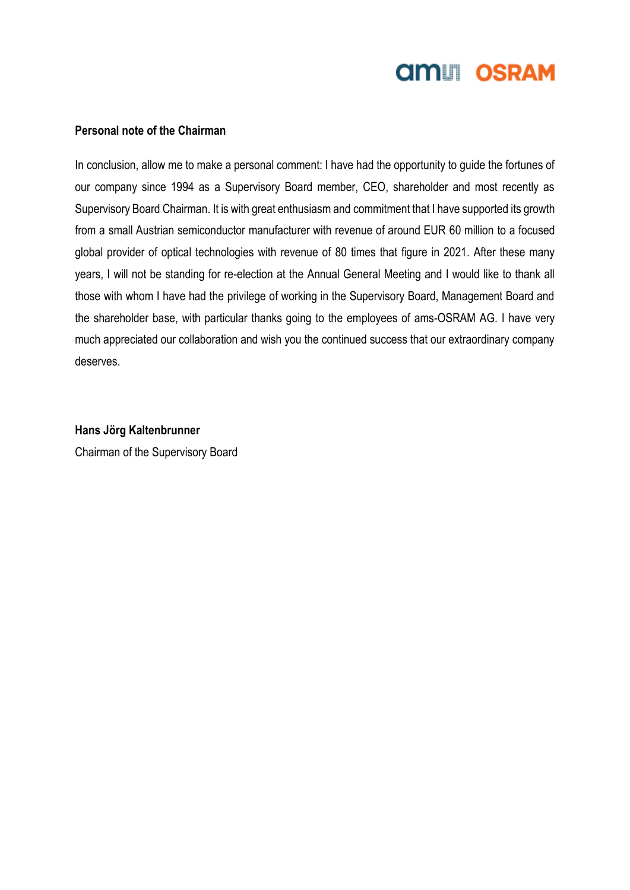**Personal note of the Chairman**

In conclusion, allow me to make a personal comment: I have had the opportunity to guide the fortunes of our company since 1994 as a Supervisory Board member, CEO, shareholder and most recently as Supervisory Board Chairman. It is with great enthusiasm and commitment that I have supported its growth from a small Austrian semiconductor manufacturer with revenue of around EUR 60 million to a focused global provider of optical technologies with revenue of 80 times that figure in 2021. After these many years, I will not be standing for re-election at the Annual General Meeting and I would like to thank all those with whom I have had the privilege of working in the Supervisory Board, Management Board and the shareholder base, with particular thanks going to the employees of ams-OSRAM AG. I have very much appreciated our collaboration and wish you the continued success that our extraordinary company deserves.

**Hans Jörg Kaltenbrunner**
Chairman of the Supervisory Board